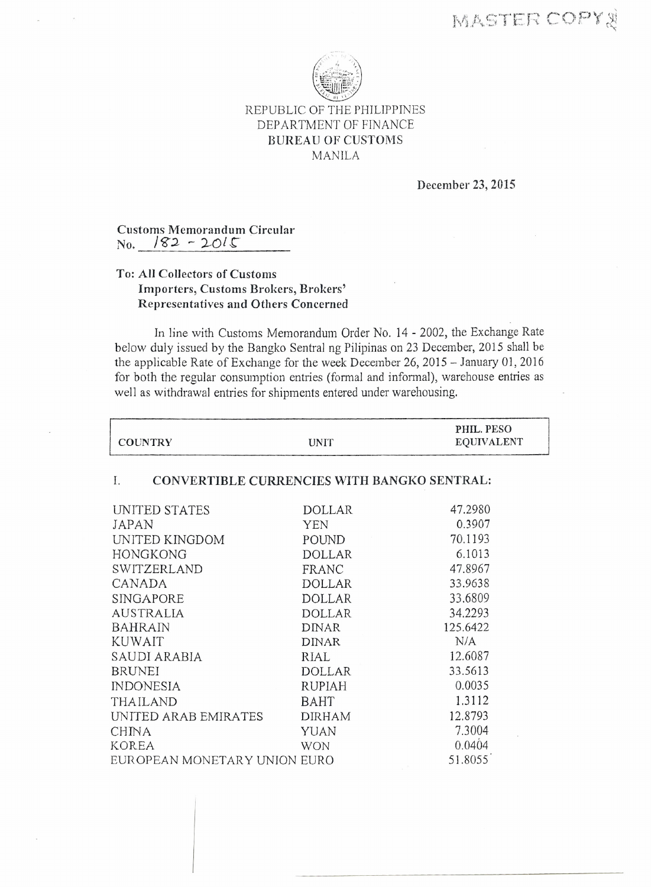MASTER COPY

REPUBLIC OF THE PHILIPPINES
DEPARTMENT OF FINANCE
BUREAU OF CUSTOMS
MANILA

December 23, 2015

**Customs Memorandum Circular**
**No. 182 - 2015**

**To: All Collectors of Customs**
**Importers, Customs Brokers, Brokers' Representatives and Others Concerned**

In line with Customs Memorandum Order No. 14 - 2002, the Exchange Rate below duly issued by the Bangko Sentral ng Pilipinas on 23 December, 2015 shall be the applicable Rate of Exchange for the week December 26, 2015 – January 01, 2016 for both the regular consumption entries (formal and informal), warehouse entries as well as withdrawal entries for shipments entered under warehousing.

| COUNTRY | UNIT | PHIL. PESO EQUIVALENT |
|---|---|---|
| **I. CONVERTIBLE CURRENCIES WITH BANGKO SENTRAL:** | | |
| UNITED STATES | DOLLAR | 47.2980 |
| JAPAN | YEN | 0.3907 |
| UNITED KINGDOM | POUND | 70.1193 |
| HONGKONG | DOLLAR | 6.1013 |
| SWITZERLAND | FRANC | 47.8967 |
| CANADA | DOLLAR | 33.9638 |
| SINGAPORE | DOLLAR | 33.6809 |
| AUSTRALIA | DOLLAR | 34.2293 |
| BAHRAIN | DINAR | 125.6422 |
| KUWAIT | DINAR | N/A |
| SAUDI ARABIA | RIAL | 12.6087 |
| BRUNEI | DOLLAR | 33.5613 |
| INDONESIA | RUPIAH | 0.0035 |
| THAILAND | BAHT | 1.3112 |
| UNITED ARAB EMIRATES | DIRHAM | 12.8793 |
| CHINA | YUAN | 7.3004 |
| KOREA | WON | 0.0404 |
| EUROPEAN MONETARY UNION | EURO | 51.8055 |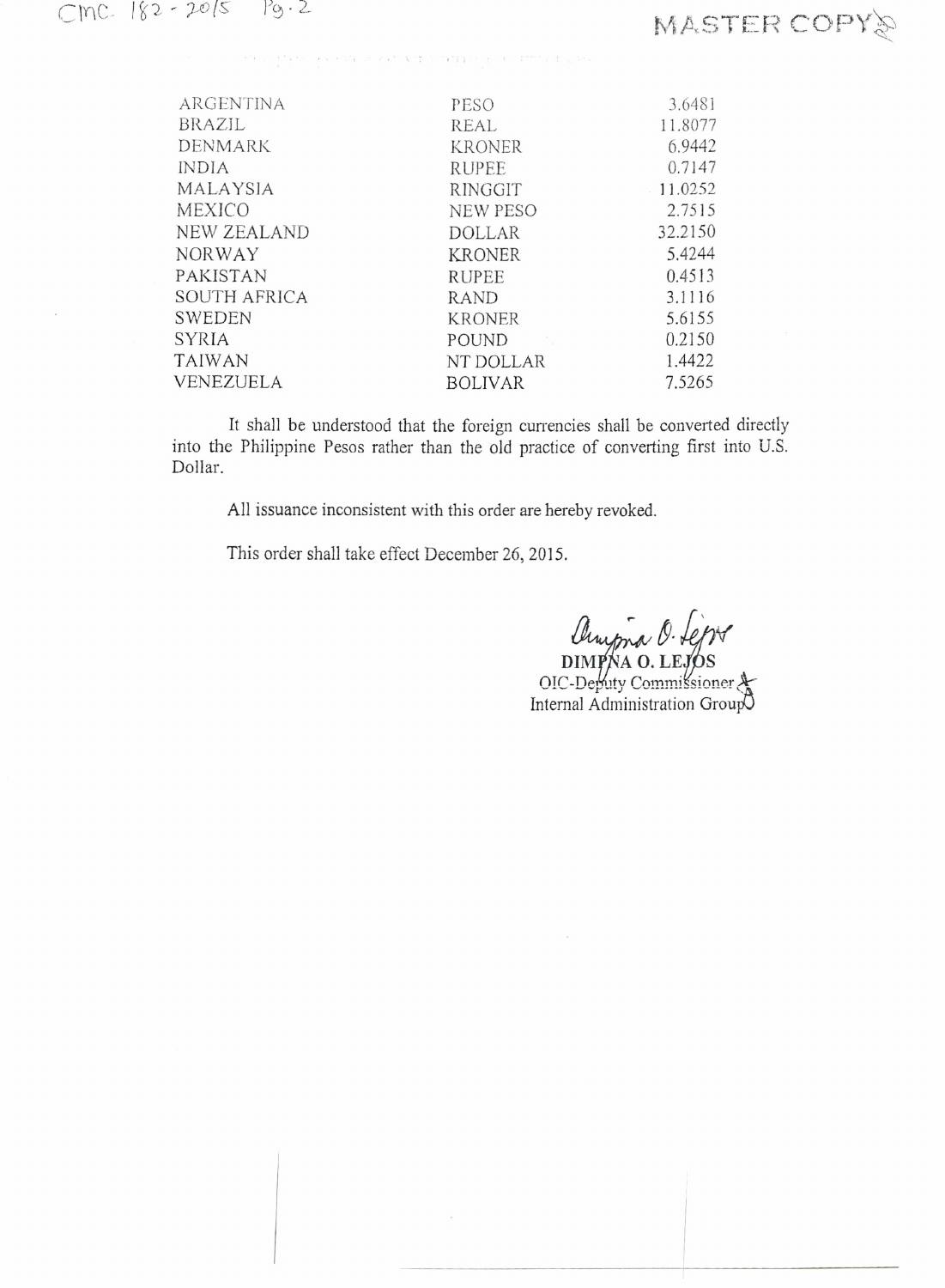| | | |
|---|---|---|
| ARGENTINA | PESO | 3.6481 |
| BRAZIL | REAL | 11.8077 |
| DENMARK | KRONER | 6.9442 |
| INDIA | RUPEE | 0.7147 |
| MALAYSIA | RINGGIT | 11.0252 |
| MEXICO | NEW PESO | 2.7515 |
| NEW ZEALAND | DOLLAR | 32.2150 |
| NORWAY | KRONER | 5.4244 |
| PAKISTAN | RUPEE | 0.4513 |
| SOUTH AFRICA | RAND | 3.1116 |
| SWEDEN | KRONER | 5.6155 |
| SYRIA | POUND | 0.2150 |
| TAIWAN | NT DOLLAR | 1.4422 |
| VENEZUELA | BOLIVAR | 7.5265 |

It shall be understood that the foreign currencies shall be converted directly into the Philippine Pesos rather than the old practice of converting first into U.S. Dollar.

All issuance inconsistent with this order are hereby revoked.

This order shall take effect December 26, 2015.

**DIMPNA O. LEJOS**
OIC-Deputy Commissioner
Internal Administration Group